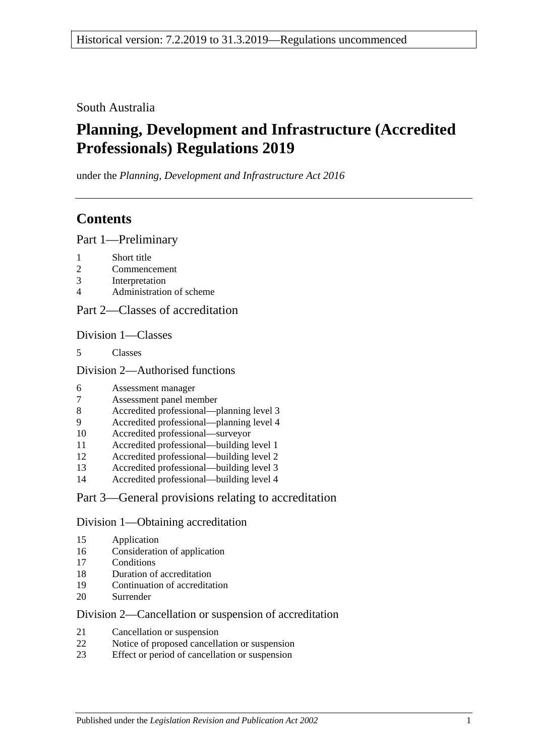Historical version: 7.2.2019 to 31.3.2019—Regulations uncommenced

South Australia

# Planning, Development and Infrastructure (Accredited Professionals) Regulations 2019

under the *Planning, Development and Infrastructure Act 2016*

## Contents

### Part 1—Preliminary

1 Short title
2 Commencement
3 Interpretation
4 Administration of scheme

### Part 2—Classes of accreditation

#### Division 1—Classes

5 Classes

#### Division 2—Authorised functions

6 Assessment manager
7 Assessment panel member
8 Accredited professional—planning level 3
9 Accredited professional—planning level 4
10 Accredited professional—surveyor
11 Accredited professional—building level 1
12 Accredited professional—building level 2
13 Accredited professional—building level 3
14 Accredited professional—building level 4

### Part 3—General provisions relating to accreditation

#### Division 1—Obtaining accreditation

15 Application
16 Consideration of application
17 Conditions
18 Duration of accreditation
19 Continuation of accreditation
20 Surrender

#### Division 2—Cancellation or suspension of accreditation

21 Cancellation or suspension
22 Notice of proposed cancellation or suspension
23 Effect or period of cancellation or suspension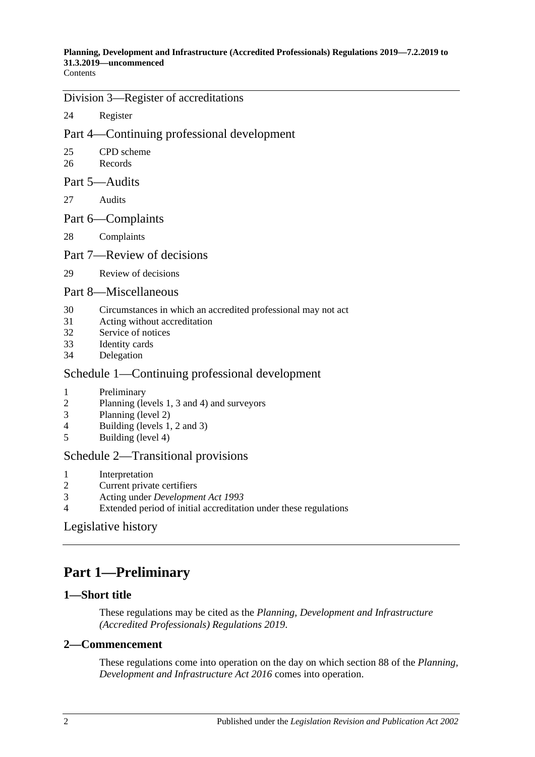Division 3—Register of accreditations

24 Register

Part 4—Continuing professional development

25 CPD scheme
26 Records

Part 5—Audits

27 Audits

Part 6—Complaints

28 Complaints

Part 7—Review of decisions

29 Review of decisions

Part 8—Miscellaneous

30 Circumstances in which an accredited professional may not act
31 Acting without accreditation
32 Service of notices
33 Identity cards
34 Delegation

Schedule 1—Continuing professional development

1 Preliminary
2 Planning (levels 1, 3 and 4) and surveyors
3 Planning (level 2)
4 Building (levels 1, 2 and 3)
5 Building (level 4)

Schedule 2—Transitional provisions

1 Interpretation
2 Current private certifiers
3 Acting under *Development Act 1993*
4 Extended period of initial accreditation under these regulations

Legislative history

# Part 1—Preliminary

## 1—Short title

These regulations may be cited as the *Planning, Development and Infrastructure (Accredited Professionals) Regulations 2019*.

## 2—Commencement

These regulations come into operation on the day on which section 88 of the *Planning, Development and Infrastructure Act 2016* comes into operation.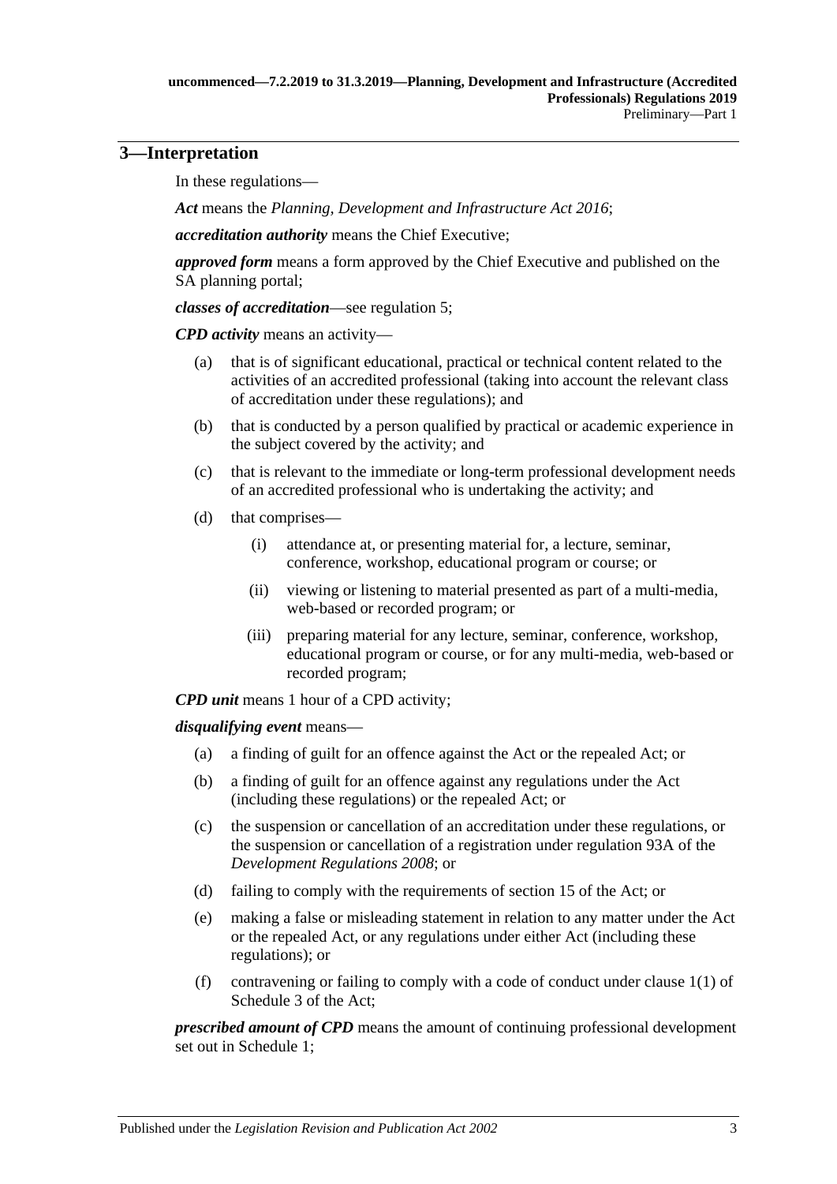## 3—Interpretation

In these regulations—

***Act*** means the *Planning, Development and Infrastructure Act 2016*;

***accreditation authority*** means the Chief Executive;

***approved form*** means a form approved by the Chief Executive and published on the SA planning portal;

***classes of accreditation***—see regulation 5;

***CPD activity*** means an activity—

- (a) that is of significant educational, practical or technical content related to the activities of an accredited professional (taking into account the relevant class of accreditation under these regulations); and
- (b) that is conducted by a person qualified by practical or academic experience in the subject covered by the activity; and
- (c) that is relevant to the immediate or long-term professional development needs of an accredited professional who is undertaking the activity; and
- (d) that comprises—
    - (i) attendance at, or presenting material for, a lecture, seminar, conference, workshop, educational program or course; or
    - (ii) viewing or listening to material presented as part of a multi-media, web-based or recorded program; or
    - (iii) preparing material for any lecture, seminar, conference, workshop, educational program or course, or for any multi-media, web-based or recorded program;

***CPD unit*** means 1 hour of a CPD activity;

***disqualifying event*** means—

- (a) a finding of guilt for an offence against the Act or the repealed Act; or
- (b) a finding of guilt for an offence against any regulations under the Act (including these regulations) or the repealed Act; or
- (c) the suspension or cancellation of an accreditation under these regulations, or the suspension or cancellation of a registration under regulation 93A of the *Development Regulations 2008*; or
- (d) failing to comply with the requirements of section 15 of the Act; or
- (e) making a false or misleading statement in relation to any matter under the Act or the repealed Act, or any regulations under either Act (including these regulations); or
- (f) contravening or failing to comply with a code of conduct under clause 1(1) of Schedule 3 of the Act;

***prescribed amount of CPD*** means the amount of continuing professional development set out in Schedule 1;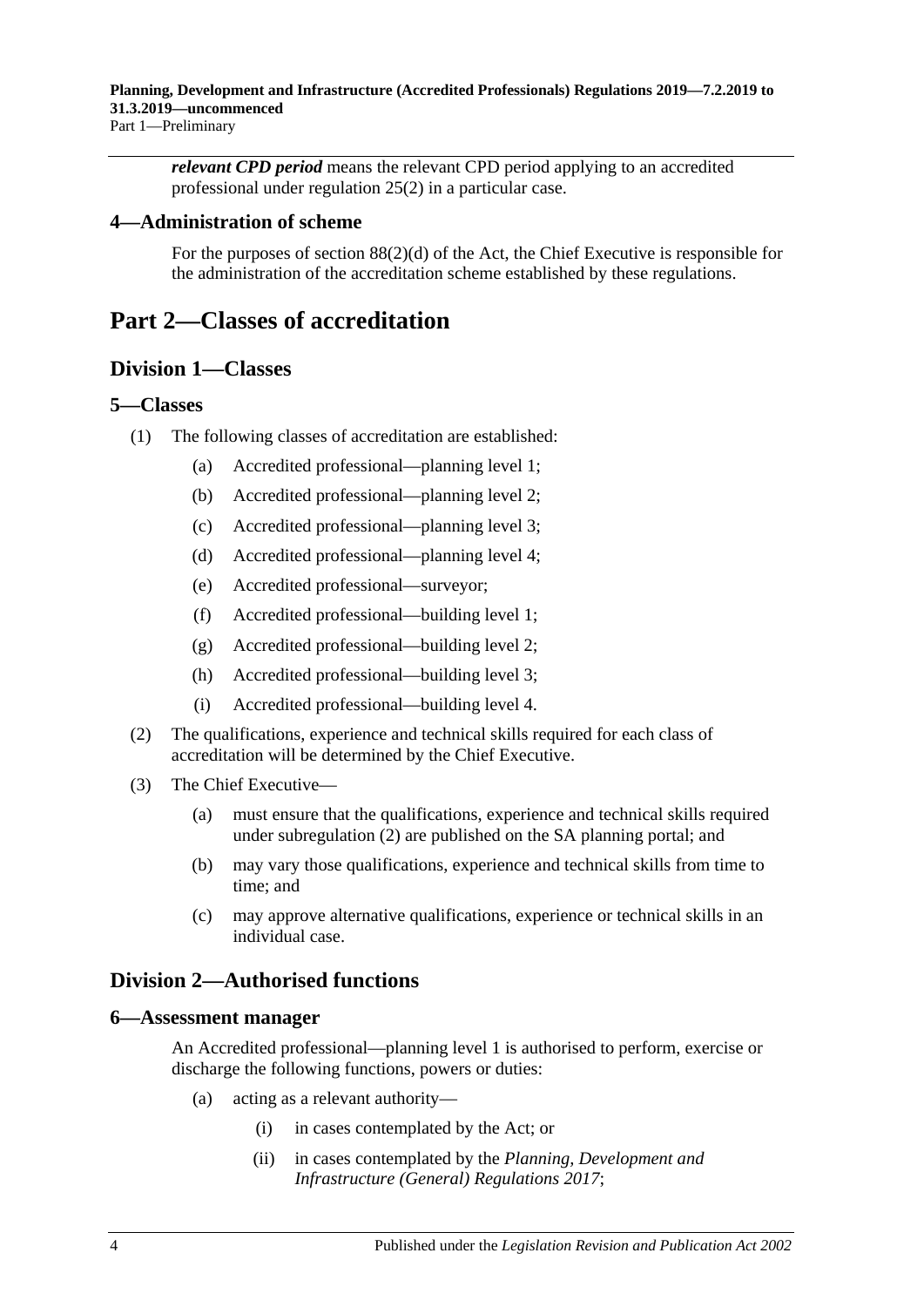***relevant CPD period*** means the relevant CPD period applying to an accredited professional under regulation 25(2) in a particular case.

### 4—Administration of scheme

For the purposes of section 88(2)(d) of the Act, the Chief Executive is responsible for the administration of the accreditation scheme established by these regulations.

# Part 2—Classes of accreditation

## Division 1—Classes

### 5—Classes

(1) The following classes of accreditation are established:

(a) Accredited professional—planning level 1;

(b) Accredited professional—planning level 2;

(c) Accredited professional—planning level 3;

(d) Accredited professional—planning level 4;

(e) Accredited professional—surveyor;

(f) Accredited professional—building level 1;

(g) Accredited professional—building level 2;

(h) Accredited professional—building level 3;

(i) Accredited professional—building level 4.

(2) The qualifications, experience and technical skills required for each class of accreditation will be determined by the Chief Executive.

(3) The Chief Executive—

(a) must ensure that the qualifications, experience and technical skills required under subregulation (2) are published on the SA planning portal; and

(b) may vary those qualifications, experience and technical skills from time to time; and

(c) may approve alternative qualifications, experience or technical skills in an individual case.

## Division 2—Authorised functions

### 6—Assessment manager

An Accredited professional—planning level 1 is authorised to perform, exercise or discharge the following functions, powers or duties:

(a) acting as a relevant authority—

(i) in cases contemplated by the Act; or

(ii) in cases contemplated by the *Planning, Development and Infrastructure (General) Regulations 2017*;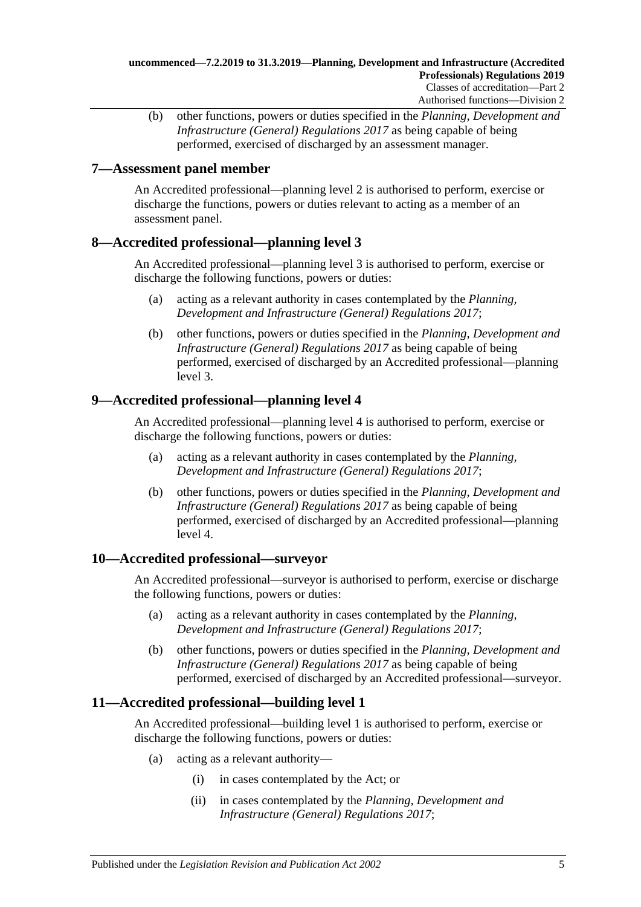(b) other functions, powers or duties specified in the *Planning, Development and Infrastructure (General) Regulations 2017* as being capable of being performed, exercised of discharged by an assessment manager.

## 7—Assessment panel member

An Accredited professional—planning level 2 is authorised to perform, exercise or discharge the functions, powers or duties relevant to acting as a member of an assessment panel.

## 8—Accredited professional—planning level 3

An Accredited professional—planning level 3 is authorised to perform, exercise or discharge the following functions, powers or duties:

(a) acting as a relevant authority in cases contemplated by the *Planning, Development and Infrastructure (General) Regulations 2017*;

(b) other functions, powers or duties specified in the *Planning, Development and Infrastructure (General) Regulations 2017* as being capable of being performed, exercised of discharged by an Accredited professional—planning level 3.

## 9—Accredited professional—planning level 4

An Accredited professional—planning level 4 is authorised to perform, exercise or discharge the following functions, powers or duties:

(a) acting as a relevant authority in cases contemplated by the *Planning, Development and Infrastructure (General) Regulations 2017*;

(b) other functions, powers or duties specified in the *Planning, Development and Infrastructure (General) Regulations 2017* as being capable of being performed, exercised of discharged by an Accredited professional—planning level 4.

## 10—Accredited professional—surveyor

An Accredited professional—surveyor is authorised to perform, exercise or discharge the following functions, powers or duties:

(a) acting as a relevant authority in cases contemplated by the *Planning, Development and Infrastructure (General) Regulations 2017*;

(b) other functions, powers or duties specified in the *Planning, Development and Infrastructure (General) Regulations 2017* as being capable of being performed, exercised of discharged by an Accredited professional—surveyor.

## 11—Accredited professional—building level 1

An Accredited professional—building level 1 is authorised to perform, exercise or discharge the following functions, powers or duties:

(a) acting as a relevant authority—

(i) in cases contemplated by the Act; or

(ii) in cases contemplated by the *Planning, Development and Infrastructure (General) Regulations 2017*;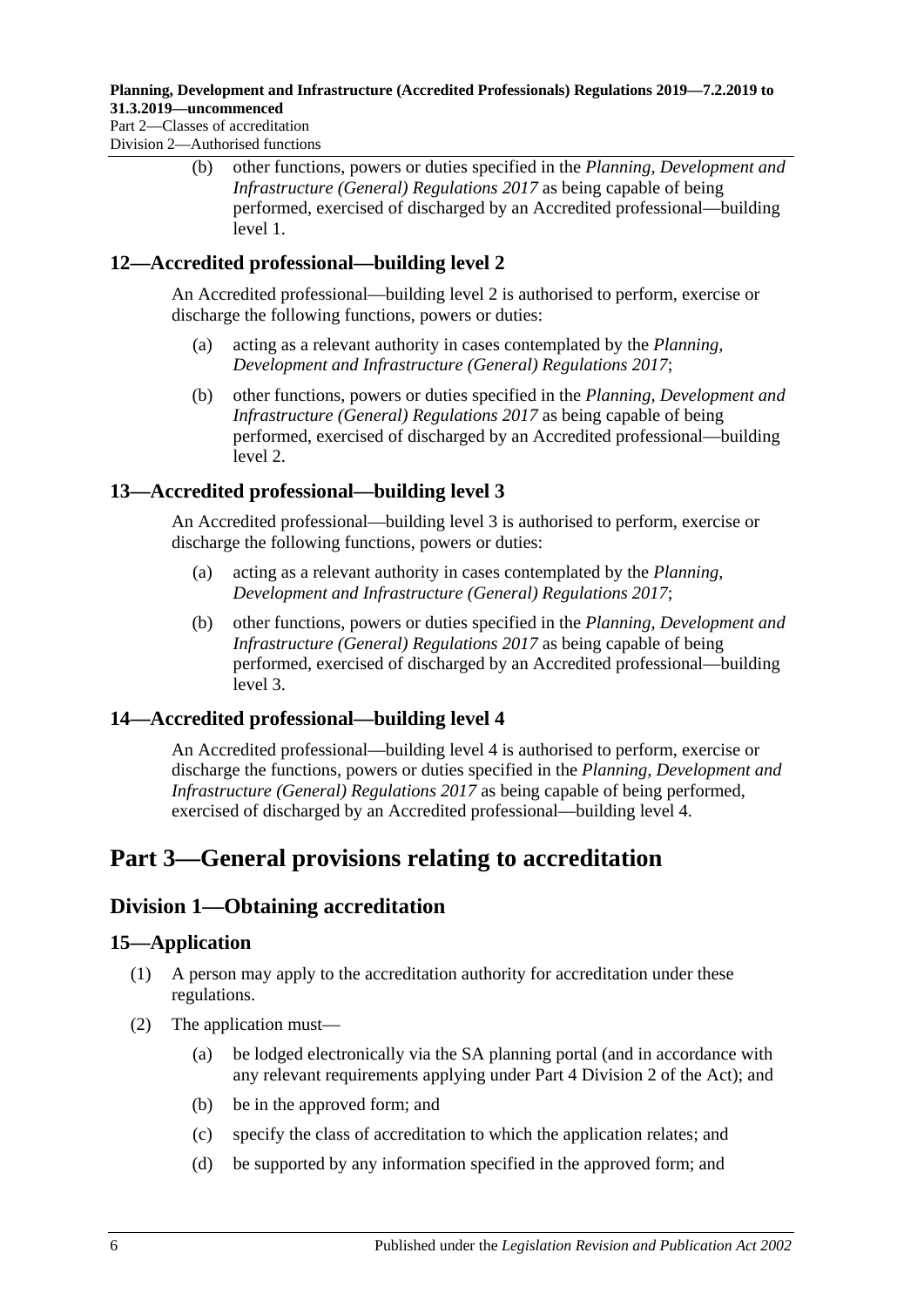(b) other functions, powers or duties specified in the *Planning, Development and Infrastructure (General) Regulations 2017* as being capable of being performed, exercised of discharged by an Accredited professional—building level 1.

### 12—Accredited professional—building level 2

An Accredited professional—building level 2 is authorised to perform, exercise or discharge the following functions, powers or duties:

(a) acting as a relevant authority in cases contemplated by the *Planning, Development and Infrastructure (General) Regulations 2017*;

(b) other functions, powers or duties specified in the *Planning, Development and Infrastructure (General) Regulations 2017* as being capable of being performed, exercised of discharged by an Accredited professional—building level 2.

### 13—Accredited professional—building level 3

An Accredited professional—building level 3 is authorised to perform, exercise or discharge the following functions, powers or duties:

(a) acting as a relevant authority in cases contemplated by the *Planning, Development and Infrastructure (General) Regulations 2017*;

(b) other functions, powers or duties specified in the *Planning, Development and Infrastructure (General) Regulations 2017* as being capable of being performed, exercised of discharged by an Accredited professional—building level 3.

### 14—Accredited professional—building level 4

An Accredited professional—building level 4 is authorised to perform, exercise or discharge the functions, powers or duties specified in the *Planning, Development and Infrastructure (General) Regulations 2017* as being capable of being performed, exercised of discharged by an Accredited professional—building level 4.

# Part 3—General provisions relating to accreditation

## Division 1—Obtaining accreditation

### 15—Application

(1) A person may apply to the accreditation authority for accreditation under these regulations.

(2) The application must—

(a) be lodged electronically via the SA planning portal (and in accordance with any relevant requirements applying under Part 4 Division 2 of the Act); and

(b) be in the approved form; and

(c) specify the class of accreditation to which the application relates; and

(d) be supported by any information specified in the approved form; and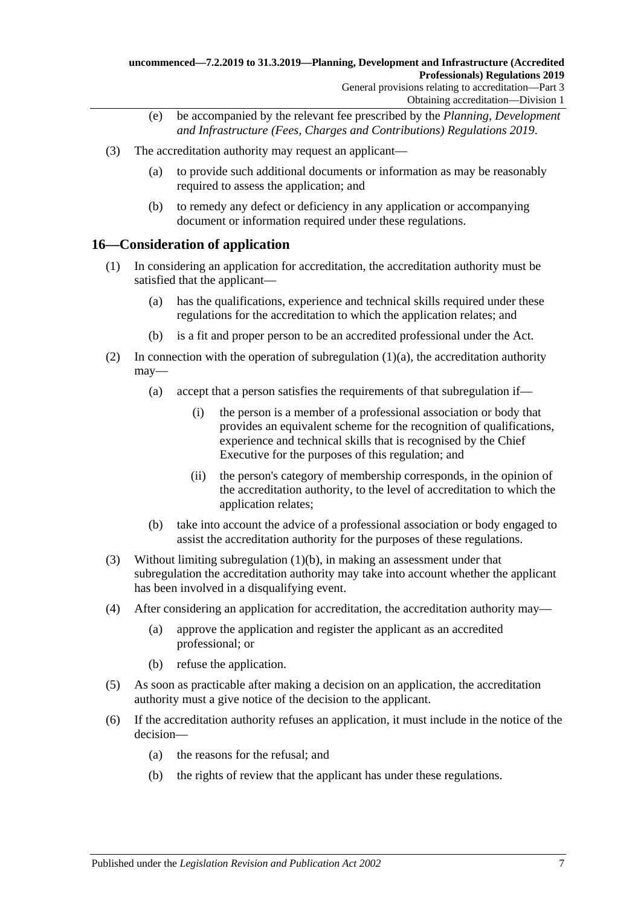(e) be accompanied by the relevant fee prescribed by the *Planning, Development and Infrastructure (Fees, Charges and Contributions) Regulations 2019*.

(3) The accreditation authority may request an applicant—

(a) to provide such additional documents or information as may be reasonably required to assess the application; and

(b) to remedy any defect or deficiency in any application or accompanying document or information required under these regulations.

## 16—Consideration of application

(1) In considering an application for accreditation, the accreditation authority must be satisfied that the applicant—

(a) has the qualifications, experience and technical skills required under these regulations for the accreditation to which the application relates; and

(b) is a fit and proper person to be an accredited professional under the Act.

(2) In connection with the operation of subregulation (1)(a), the accreditation authority may—

(a) accept that a person satisfies the requirements of that subregulation if—

(i) the person is a member of a professional association or body that provides an equivalent scheme for the recognition of qualifications, experience and technical skills that is recognised by the Chief Executive for the purposes of this regulation; and

(ii) the person's category of membership corresponds, in the opinion of the accreditation authority, to the level of accreditation to which the application relates;

(b) take into account the advice of a professional association or body engaged to assist the accreditation authority for the purposes of these regulations.

(3) Without limiting subregulation (1)(b), in making an assessment under that subregulation the accreditation authority may take into account whether the applicant has been involved in a disqualifying event.

(4) After considering an application for accreditation, the accreditation authority may—

(a) approve the application and register the applicant as an accredited professional; or

(b) refuse the application.

(5) As soon as practicable after making a decision on an application, the accreditation authority must a give notice of the decision to the applicant.

(6) If the accreditation authority refuses an application, it must include in the notice of the decision—

(a) the reasons for the refusal; and

(b) the rights of review that the applicant has under these regulations.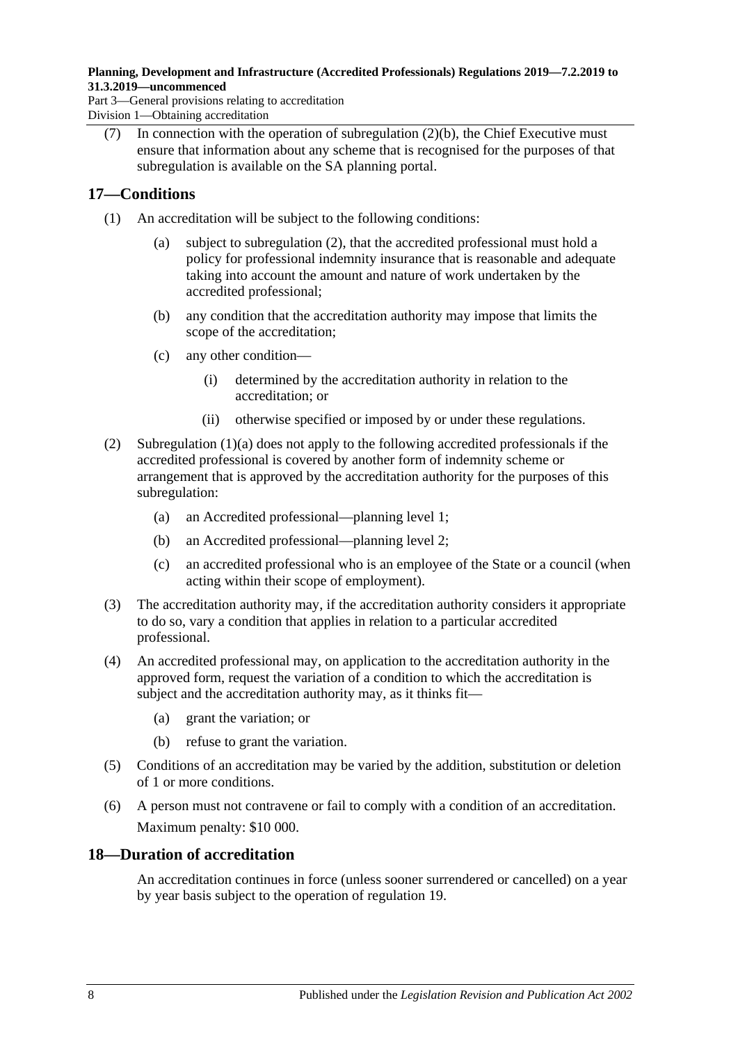(7) In connection with the operation of subregulation (2)(b), the Chief Executive must ensure that information about any scheme that is recognised for the purposes of that subregulation is available on the SA planning portal.

## 17—Conditions

(1) An accreditation will be subject to the following conditions:

(a) subject to subregulation (2), that the accredited professional must hold a policy for professional indemnity insurance that is reasonable and adequate taking into account the amount and nature of work undertaken by the accredited professional;

(b) any condition that the accreditation authority may impose that limits the scope of the accreditation;

(c) any other condition—

(i) determined by the accreditation authority in relation to the accreditation; or

(ii) otherwise specified or imposed by or under these regulations.

(2) Subregulation (1)(a) does not apply to the following accredited professionals if the accredited professional is covered by another form of indemnity scheme or arrangement that is approved by the accreditation authority for the purposes of this subregulation:

(a) an Accredited professional—planning level 1;

(b) an Accredited professional—planning level 2;

(c) an accredited professional who is an employee of the State or a council (when acting within their scope of employment).

(3) The accreditation authority may, if the accreditation authority considers it appropriate to do so, vary a condition that applies in relation to a particular accredited professional.

(4) An accredited professional may, on application to the accreditation authority in the approved form, request the variation of a condition to which the accreditation is subject and the accreditation authority may, as it thinks fit—

(a) grant the variation; or

(b) refuse to grant the variation.

(5) Conditions of an accreditation may be varied by the addition, substitution or deletion of 1 or more conditions.

(6) A person must not contravene or fail to comply with a condition of an accreditation.

Maximum penalty: $10 000.

## 18—Duration of accreditation

An accreditation continues in force (unless sooner surrendered or cancelled) on a year by year basis subject to the operation of regulation 19.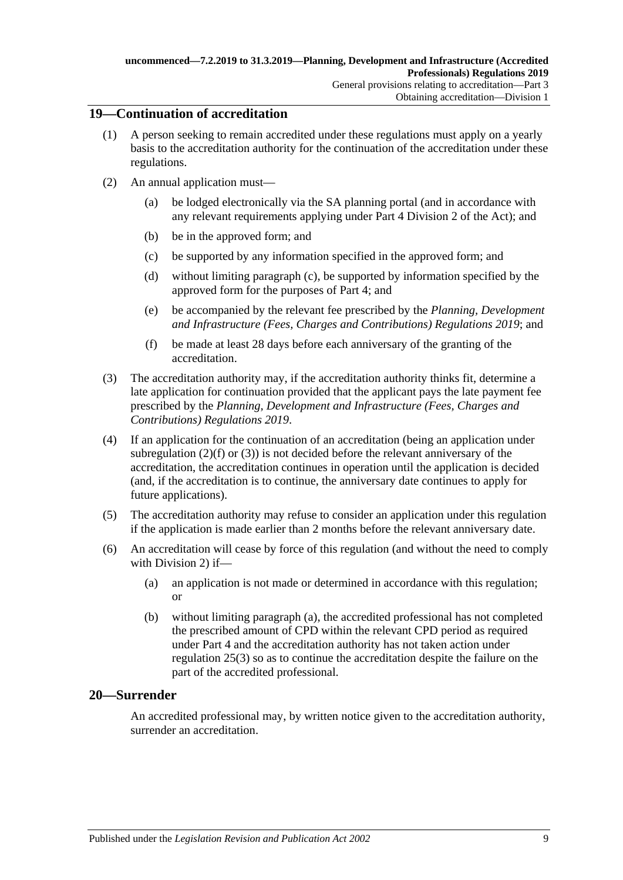## 19—Continuation of accreditation

(1) A person seeking to remain accredited under these regulations must apply on a yearly basis to the accreditation authority for the continuation of the accreditation under these regulations.

(2) An annual application must—

(a) be lodged electronically via the SA planning portal (and in accordance with any relevant requirements applying under Part 4 Division 2 of the Act); and

(b) be in the approved form; and

(c) be supported by any information specified in the approved form; and

(d) without limiting paragraph (c), be supported by information specified by the approved form for the purposes of Part 4; and

(e) be accompanied by the relevant fee prescribed by the *Planning, Development and Infrastructure (Fees, Charges and Contributions) Regulations 2019*; and

(f) be made at least 28 days before each anniversary of the granting of the accreditation.

(3) The accreditation authority may, if the accreditation authority thinks fit, determine a late application for continuation provided that the applicant pays the late payment fee prescribed by the *Planning, Development and Infrastructure (Fees, Charges and Contributions) Regulations 2019*.

(4) If an application for the continuation of an accreditation (being an application under subregulation (2)(f) or (3)) is not decided before the relevant anniversary of the accreditation, the accreditation continues in operation until the application is decided (and, if the accreditation is to continue, the anniversary date continues to apply for future applications).

(5) The accreditation authority may refuse to consider an application under this regulation if the application is made earlier than 2 months before the relevant anniversary date.

(6) An accreditation will cease by force of this regulation (and without the need to comply with Division 2) if—

(a) an application is not made or determined in accordance with this regulation; or

(b) without limiting paragraph (a), the accredited professional has not completed the prescribed amount of CPD within the relevant CPD period as required under Part 4 and the accreditation authority has not taken action under regulation 25(3) so as to continue the accreditation despite the failure on the part of the accredited professional.

## 20—Surrender

An accredited professional may, by written notice given to the accreditation authority, surrender an accreditation.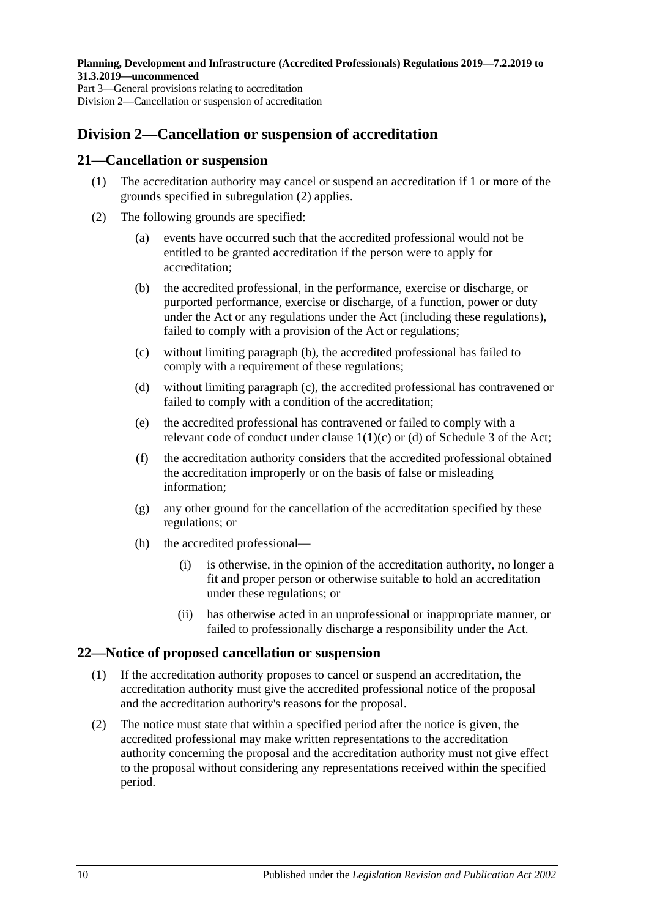## Division 2—Cancellation or suspension of accreditation

### 21—Cancellation or suspension

(1) The accreditation authority may cancel or suspend an accreditation if 1 or more of the grounds specified in subregulation (2) applies.

(2) The following grounds are specified:

(a) events have occurred such that the accredited professional would not be entitled to be granted accreditation if the person were to apply for accreditation;

(b) the accredited professional, in the performance, exercise or discharge, or purported performance, exercise or discharge, of a function, power or duty under the Act or any regulations under the Act (including these regulations), failed to comply with a provision of the Act or regulations;

(c) without limiting paragraph (b), the accredited professional has failed to comply with a requirement of these regulations;

(d) without limiting paragraph (c), the accredited professional has contravened or failed to comply with a condition of the accreditation;

(e) the accredited professional has contravened or failed to comply with a relevant code of conduct under clause 1(1)(c) or (d) of Schedule 3 of the Act;

(f) the accreditation authority considers that the accredited professional obtained the accreditation improperly or on the basis of false or misleading information;

(g) any other ground for the cancellation of the accreditation specified by these regulations; or

(h) the accredited professional—

(i) is otherwise, in the opinion of the accreditation authority, no longer a fit and proper person or otherwise suitable to hold an accreditation under these regulations; or

(ii) has otherwise acted in an unprofessional or inappropriate manner, or failed to professionally discharge a responsibility under the Act.

### 22—Notice of proposed cancellation or suspension

(1) If the accreditation authority proposes to cancel or suspend an accreditation, the accreditation authority must give the accredited professional notice of the proposal and the accreditation authority's reasons for the proposal.

(2) The notice must state that within a specified period after the notice is given, the accredited professional may make written representations to the accreditation authority concerning the proposal and the accreditation authority must not give effect to the proposal without considering any representations received within the specified period.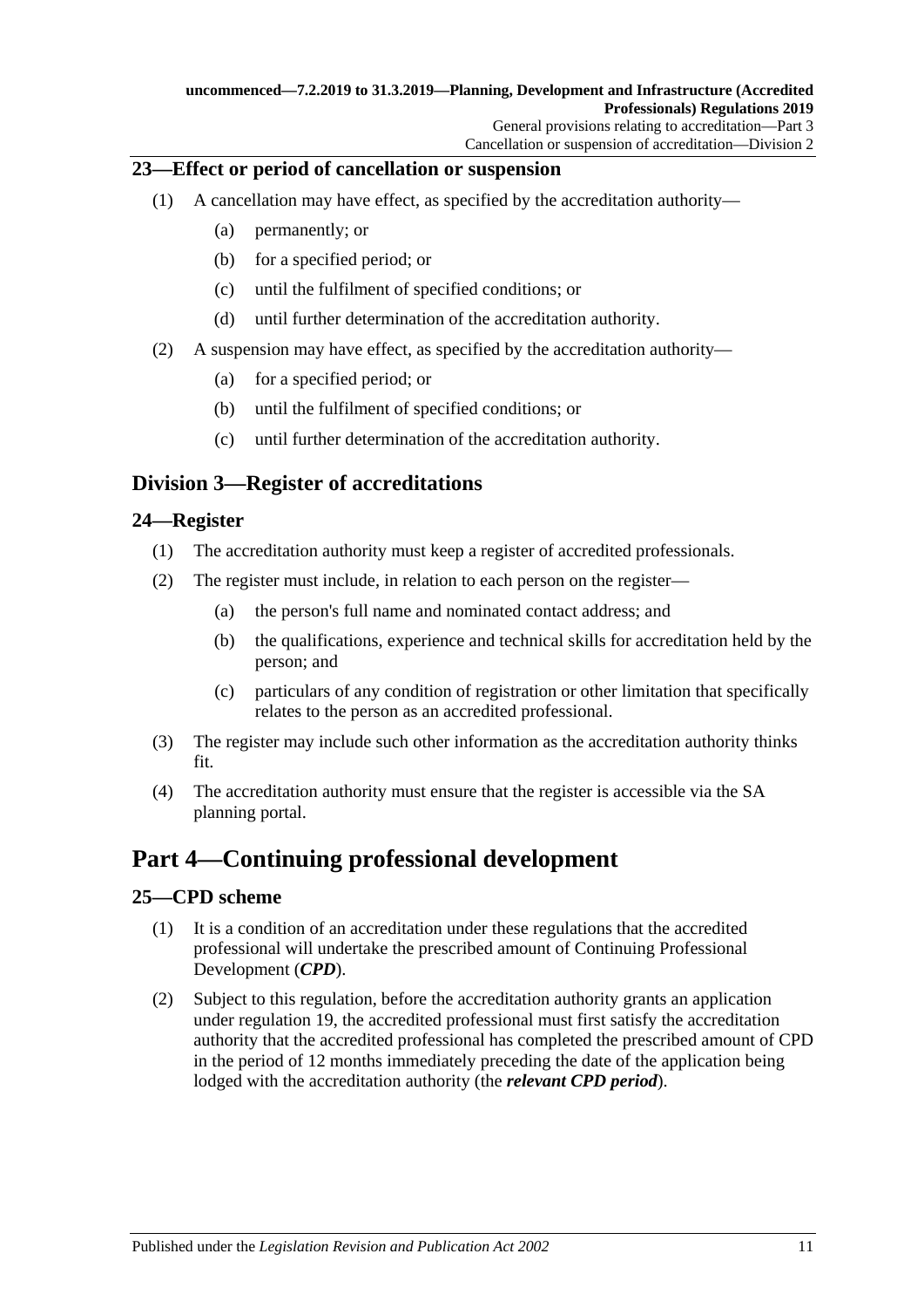## 23—Effect or period of cancellation or suspension

(1) A cancellation may have effect, as specified by the accreditation authority—

  (a) permanently; or

  (b) for a specified period; or

  (c) until the fulfilment of specified conditions; or

  (d) until further determination of the accreditation authority.

(2) A suspension may have effect, as specified by the accreditation authority—

  (a) for a specified period; or

  (b) until the fulfilment of specified conditions; or

  (c) until further determination of the accreditation authority.

# Division 3—Register of accreditations

## 24—Register

(1) The accreditation authority must keep a register of accredited professionals.

(2) The register must include, in relation to each person on the register—

  (a) the person's full name and nominated contact address; and

  (b) the qualifications, experience and technical skills for accreditation held by the person; and

  (c) particulars of any condition of registration or other limitation that specifically relates to the person as an accredited professional.

(3) The register may include such other information as the accreditation authority thinks fit.

(4) The accreditation authority must ensure that the register is accessible via the SA planning portal.

# Part 4—Continuing professional development

## 25—CPD scheme

(1) It is a condition of an accreditation under these regulations that the accredited professional will undertake the prescribed amount of Continuing Professional Development (***CPD***).

(2) Subject to this regulation, before the accreditation authority grants an application under regulation 19, the accredited professional must first satisfy the accreditation authority that the accredited professional has completed the prescribed amount of CPD in the period of 12 months immediately preceding the date of the application being lodged with the accreditation authority (the ***relevant CPD period***).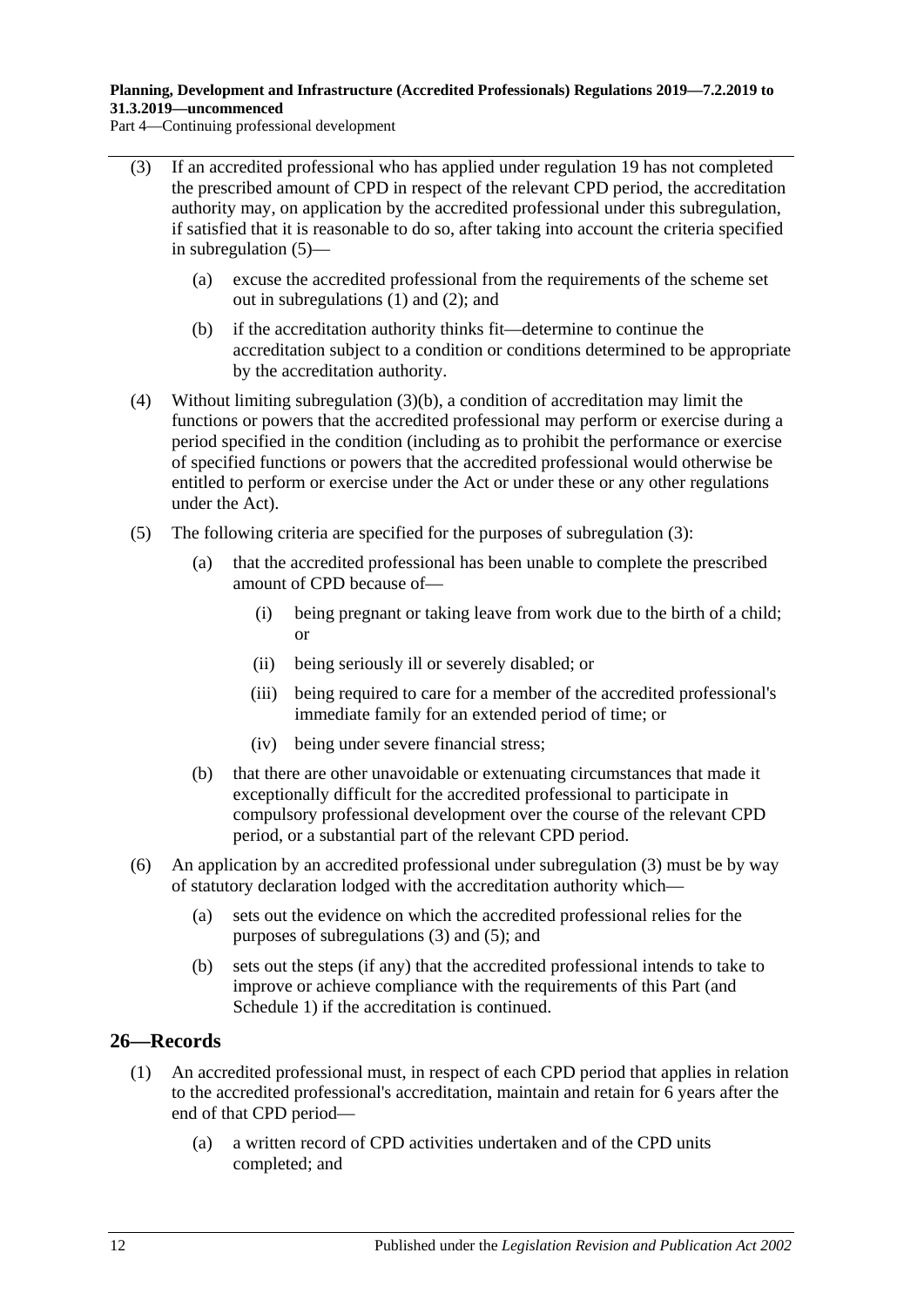(3) If an accredited professional who has applied under regulation 19 has not completed the prescribed amount of CPD in respect of the relevant CPD period, the accreditation authority may, on application by the accredited professional under this subregulation, if satisfied that it is reasonable to do so, after taking into account the criteria specified in subregulation (5)—

(a) excuse the accredited professional from the requirements of the scheme set out in subregulations (1) and (2); and

(b) if the accreditation authority thinks fit—determine to continue the accreditation subject to a condition or conditions determined to be appropriate by the accreditation authority.

(4) Without limiting subregulation (3)(b), a condition of accreditation may limit the functions or powers that the accredited professional may perform or exercise during a period specified in the condition (including as to prohibit the performance or exercise of specified functions or powers that the accredited professional would otherwise be entitled to perform or exercise under the Act or under these or any other regulations under the Act).

(5) The following criteria are specified for the purposes of subregulation (3):

(a) that the accredited professional has been unable to complete the prescribed amount of CPD because of—

(i) being pregnant or taking leave from work due to the birth of a child; or

(ii) being seriously ill or severely disabled; or

(iii) being required to care for a member of the accredited professional's immediate family for an extended period of time; or

(iv) being under severe financial stress;

(b) that there are other unavoidable or extenuating circumstances that made it exceptionally difficult for the accredited professional to participate in compulsory professional development over the course of the relevant CPD period, or a substantial part of the relevant CPD period.

(6) An application by an accredited professional under subregulation (3) must be by way of statutory declaration lodged with the accreditation authority which—

(a) sets out the evidence on which the accredited professional relies for the purposes of subregulations (3) and (5); and

(b) sets out the steps (if any) that the accredited professional intends to take to improve or achieve compliance with the requirements of this Part (and Schedule 1) if the accreditation is continued.

## 26—Records

(1) An accredited professional must, in respect of each CPD period that applies in relation to the accredited professional's accreditation, maintain and retain for 6 years after the end of that CPD period—

(a) a written record of CPD activities undertaken and of the CPD units completed; and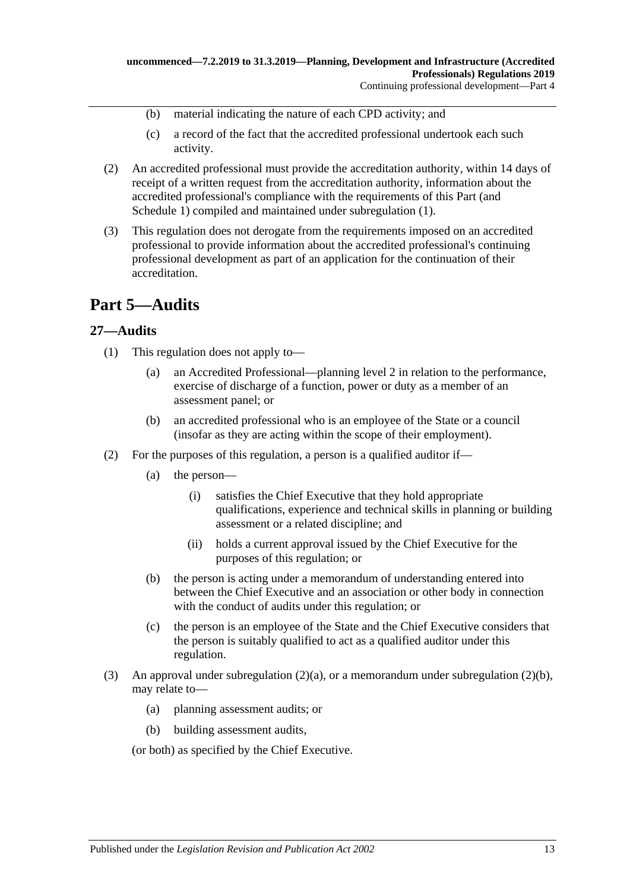(b) material indicating the nature of each CPD activity; and

(c) a record of the fact that the accredited professional undertook each such activity.

(2) An accredited professional must provide the accreditation authority, within 14 days of receipt of a written request from the accreditation authority, information about the accredited professional's compliance with the requirements of this Part (and Schedule 1) compiled and maintained under subregulation (1).

(3) This regulation does not derogate from the requirements imposed on an accredited professional to provide information about the accredited professional's continuing professional development as part of an application for the continuation of their accreditation.

# Part 5—Audits

## 27—Audits

(1) This regulation does not apply to—

(a) an Accredited Professional—planning level 2 in relation to the performance, exercise of discharge of a function, power or duty as a member of an assessment panel; or

(b) an accredited professional who is an employee of the State or a council (insofar as they are acting within the scope of their employment).

(2) For the purposes of this regulation, a person is a qualified auditor if—

(a) the person—

(i) satisfies the Chief Executive that they hold appropriate qualifications, experience and technical skills in planning or building assessment or a related discipline; and

(ii) holds a current approval issued by the Chief Executive for the purposes of this regulation; or

(b) the person is acting under a memorandum of understanding entered into between the Chief Executive and an association or other body in connection with the conduct of audits under this regulation; or

(c) the person is an employee of the State and the Chief Executive considers that the person is suitably qualified to act as a qualified auditor under this regulation.

(3) An approval under subregulation (2)(a), or a memorandum under subregulation (2)(b), may relate to—

(a) planning assessment audits; or

(b) building assessment audits,

(or both) as specified by the Chief Executive.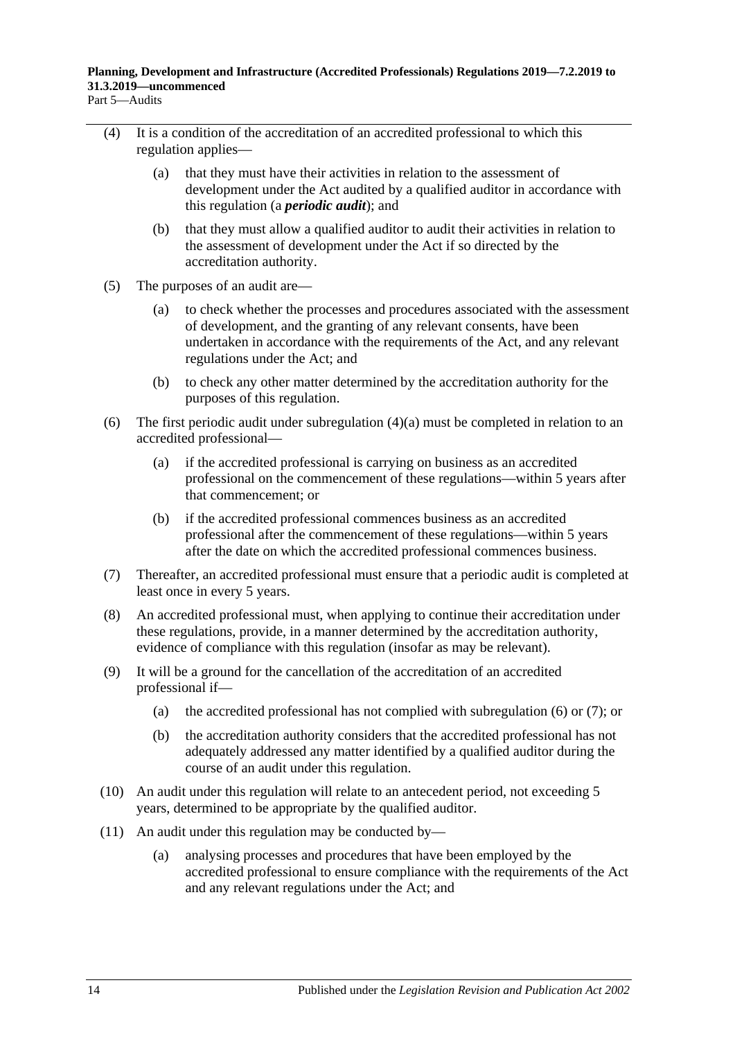(4) It is a condition of the accreditation of an accredited professional to which this regulation applies—

(a) that they must have their activities in relation to the assessment of development under the Act audited by a qualified auditor in accordance with this regulation (a ***periodic audit***); and

(b) that they must allow a qualified auditor to audit their activities in relation to the assessment of development under the Act if so directed by the accreditation authority.

(5) The purposes of an audit are—

(a) to check whether the processes and procedures associated with the assessment of development, and the granting of any relevant consents, have been undertaken in accordance with the requirements of the Act, and any relevant regulations under the Act; and

(b) to check any other matter determined by the accreditation authority for the purposes of this regulation.

(6) The first periodic audit under subregulation (4)(a) must be completed in relation to an accredited professional—

(a) if the accredited professional is carrying on business as an accredited professional on the commencement of these regulations—within 5 years after that commencement; or

(b) if the accredited professional commences business as an accredited professional after the commencement of these regulations—within 5 years after the date on which the accredited professional commences business.

(7) Thereafter, an accredited professional must ensure that a periodic audit is completed at least once in every 5 years.

(8) An accredited professional must, when applying to continue their accreditation under these regulations, provide, in a manner determined by the accreditation authority, evidence of compliance with this regulation (insofar as may be relevant).

(9) It will be a ground for the cancellation of the accreditation of an accredited professional if—

(a) the accredited professional has not complied with subregulation (6) or (7); or

(b) the accreditation authority considers that the accredited professional has not adequately addressed any matter identified by a qualified auditor during the course of an audit under this regulation.

(10) An audit under this regulation will relate to an antecedent period, not exceeding 5 years, determined to be appropriate by the qualified auditor.

(11) An audit under this regulation may be conducted by—

(a) analysing processes and procedures that have been employed by the accredited professional to ensure compliance with the requirements of the Act and any relevant regulations under the Act; and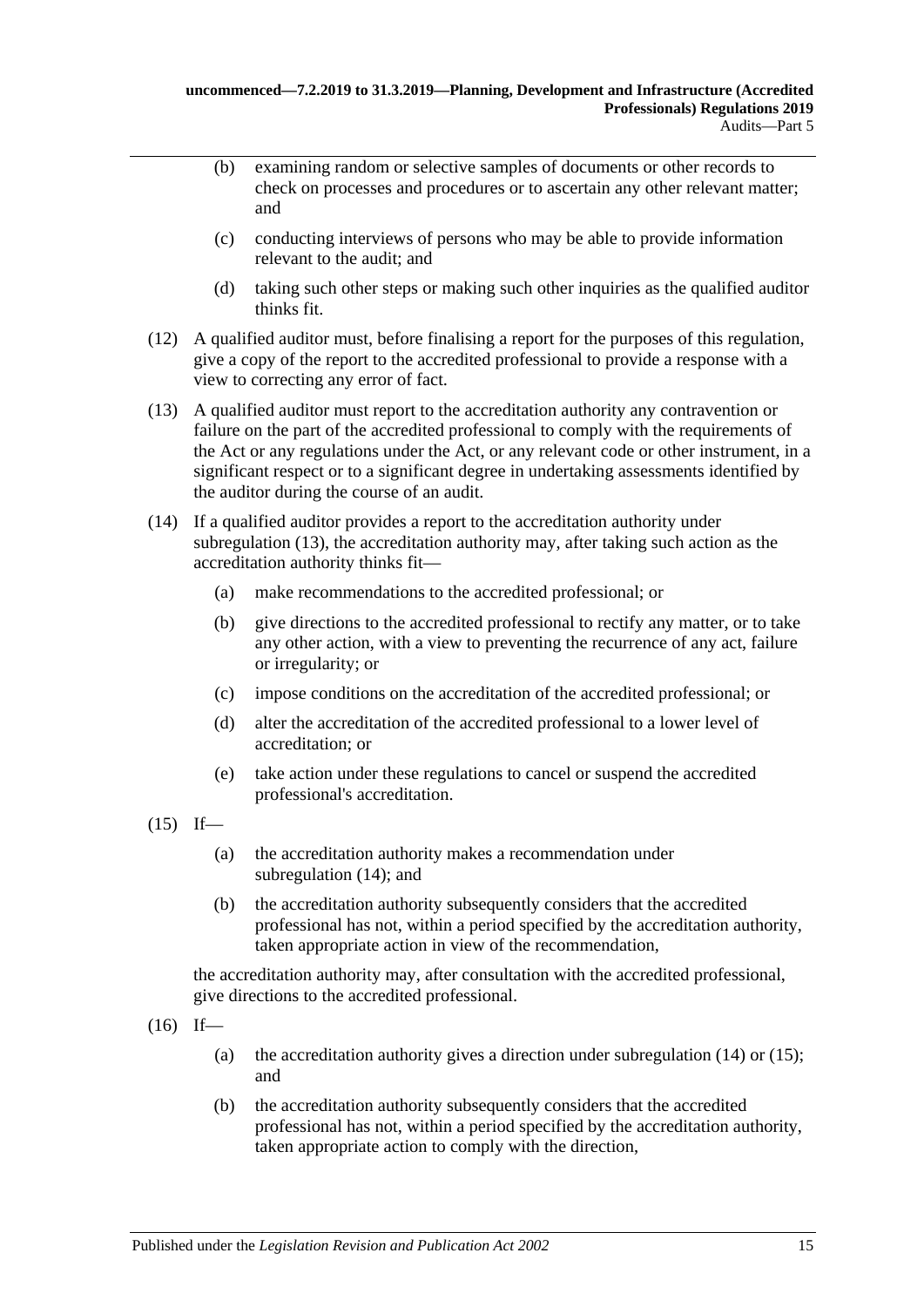(b) examining random or selective samples of documents or other records to check on processes and procedures or to ascertain any other relevant matter; and

(c) conducting interviews of persons who may be able to provide information relevant to the audit; and

(d) taking such other steps or making such other inquiries as the qualified auditor thinks fit.

(12) A qualified auditor must, before finalising a report for the purposes of this regulation, give a copy of the report to the accredited professional to provide a response with a view to correcting any error of fact.

(13) A qualified auditor must report to the accreditation authority any contravention or failure on the part of the accredited professional to comply with the requirements of the Act or any regulations under the Act, or any relevant code or other instrument, in a significant respect or to a significant degree in undertaking assessments identified by the auditor during the course of an audit.

(14) If a qualified auditor provides a report to the accreditation authority under subregulation (13), the accreditation authority may, after taking such action as the accreditation authority thinks fit—

(a) make recommendations to the accredited professional; or

(b) give directions to the accredited professional to rectify any matter, or to take any other action, with a view to preventing the recurrence of any act, failure or irregularity; or

(c) impose conditions on the accreditation of the accredited professional; or

(d) alter the accreditation of the accredited professional to a lower level of accreditation; or

(e) take action under these regulations to cancel or suspend the accredited professional's accreditation.

(15) If—

(a) the accreditation authority makes a recommendation under subregulation (14); and

(b) the accreditation authority subsequently considers that the accredited professional has not, within a period specified by the accreditation authority, taken appropriate action in view of the recommendation,

the accreditation authority may, after consultation with the accredited professional, give directions to the accredited professional.

(16) If—

(a) the accreditation authority gives a direction under subregulation (14) or (15); and

(b) the accreditation authority subsequently considers that the accredited professional has not, within a period specified by the accreditation authority, taken appropriate action to comply with the direction,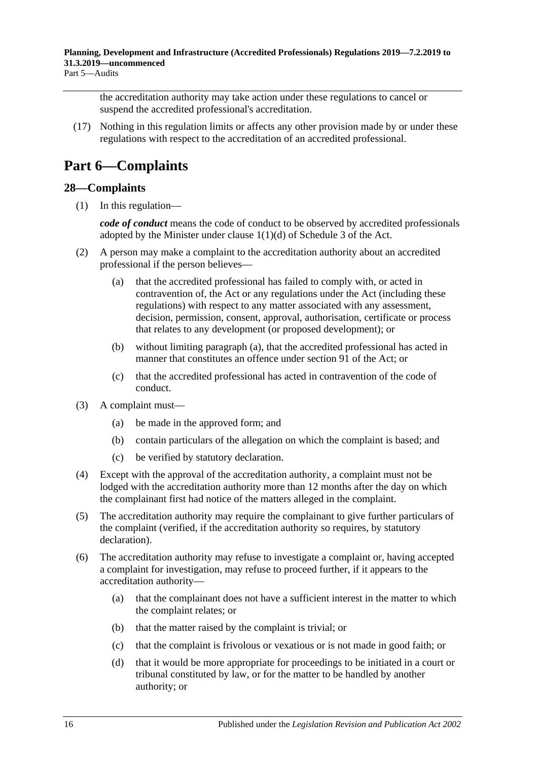the accreditation authority may take action under these regulations to cancel or suspend the accredited professional's accreditation.

(17) Nothing in this regulation limits or affects any other provision made by or under these regulations with respect to the accreditation of an accredited professional.

# Part 6—Complaints

## 28—Complaints

(1) In this regulation—

***code of conduct*** means the code of conduct to be observed by accredited professionals adopted by the Minister under clause 1(1)(d) of Schedule 3 of the Act.

(2) A person may make a complaint to the accreditation authority about an accredited professional if the person believes—

(a) that the accredited professional has failed to comply with, or acted in contravention of, the Act or any regulations under the Act (including these regulations) with respect to any matter associated with any assessment, decision, permission, consent, approval, authorisation, certificate or process that relates to any development (or proposed development); or

(b) without limiting paragraph (a), that the accredited professional has acted in manner that constitutes an offence under section 91 of the Act; or

(c) that the accredited professional has acted in contravention of the code of conduct.

(3) A complaint must—

(a) be made in the approved form; and

(b) contain particulars of the allegation on which the complaint is based; and

(c) be verified by statutory declaration.

(4) Except with the approval of the accreditation authority, a complaint must not be lodged with the accreditation authority more than 12 months after the day on which the complainant first had notice of the matters alleged in the complaint.

(5) The accreditation authority may require the complainant to give further particulars of the complaint (verified, if the accreditation authority so requires, by statutory declaration).

(6) The accreditation authority may refuse to investigate a complaint or, having accepted a complaint for investigation, may refuse to proceed further, if it appears to the accreditation authority—

(a) that the complainant does not have a sufficient interest in the matter to which the complaint relates; or

(b) that the matter raised by the complaint is trivial; or

(c) that the complaint is frivolous or vexatious or is not made in good faith; or

(d) that it would be more appropriate for proceedings to be initiated in a court or tribunal constituted by law, or for the matter to be handled by another authority; or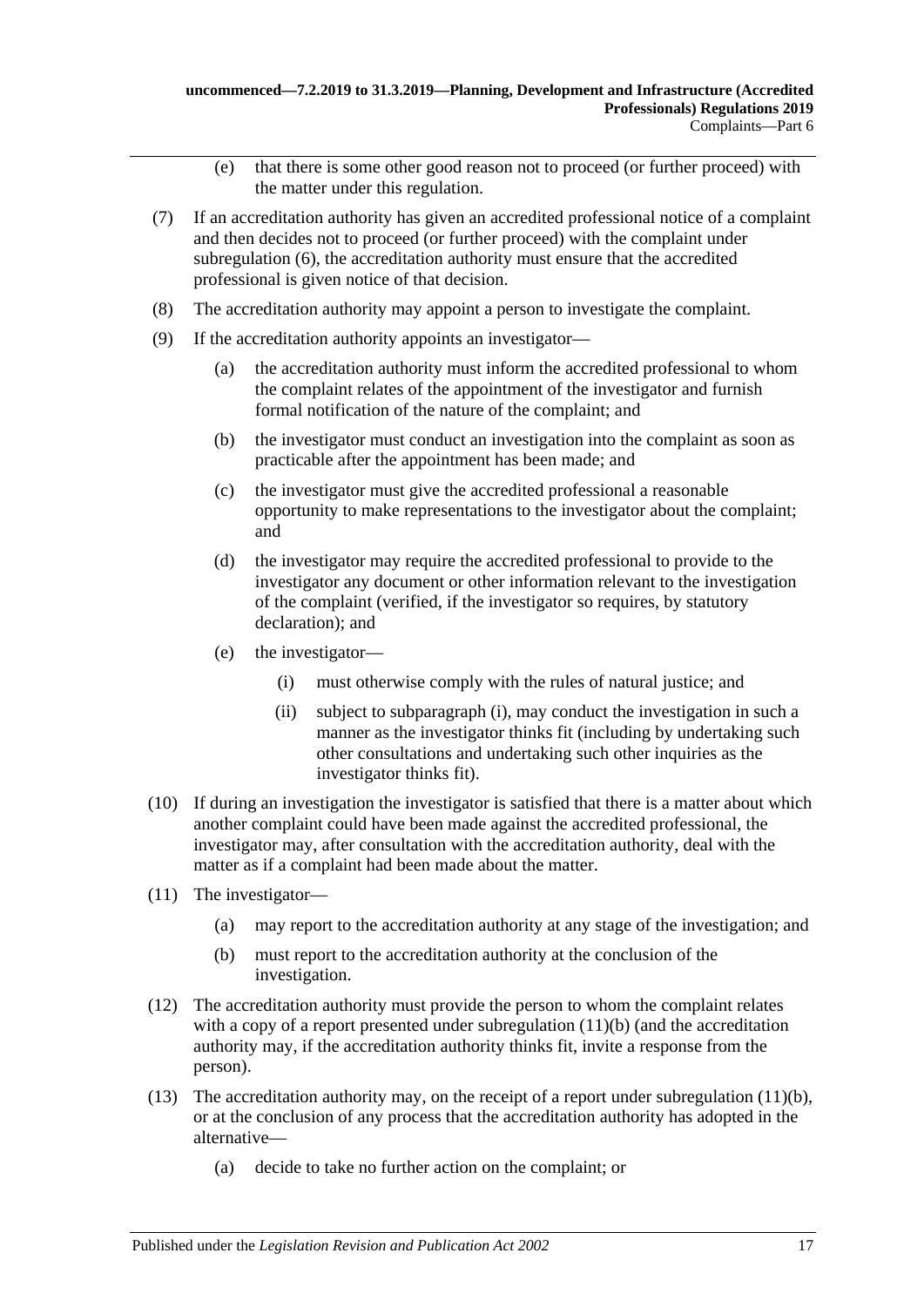(e) that there is some other good reason not to proceed (or further proceed) with the matter under this regulation.

(7) If an accreditation authority has given an accredited professional notice of a complaint and then decides not to proceed (or further proceed) with the complaint under subregulation (6), the accreditation authority must ensure that the accredited professional is given notice of that decision.

(8) The accreditation authority may appoint a person to investigate the complaint.

(9) If the accreditation authority appoints an investigator—

(a) the accreditation authority must inform the accredited professional to whom the complaint relates of the appointment of the investigator and furnish formal notification of the nature of the complaint; and

(b) the investigator must conduct an investigation into the complaint as soon as practicable after the appointment has been made; and

(c) the investigator must give the accredited professional a reasonable opportunity to make representations to the investigator about the complaint; and

(d) the investigator may require the accredited professional to provide to the investigator any document or other information relevant to the investigation of the complaint (verified, if the investigator so requires, by statutory declaration); and

(e) the investigator—

(i) must otherwise comply with the rules of natural justice; and

(ii) subject to subparagraph (i), may conduct the investigation in such a manner as the investigator thinks fit (including by undertaking such other consultations and undertaking such other inquiries as the investigator thinks fit).

(10) If during an investigation the investigator is satisfied that there is a matter about which another complaint could have been made against the accredited professional, the investigator may, after consultation with the accreditation authority, deal with the matter as if a complaint had been made about the matter.

(11) The investigator—

(a) may report to the accreditation authority at any stage of the investigation; and

(b) must report to the accreditation authority at the conclusion of the investigation.

(12) The accreditation authority must provide the person to whom the complaint relates with a copy of a report presented under subregulation (11)(b) (and the accreditation authority may, if the accreditation authority thinks fit, invite a response from the person).

(13) The accreditation authority may, on the receipt of a report under subregulation (11)(b), or at the conclusion of any process that the accreditation authority has adopted in the alternative—

(a) decide to take no further action on the complaint; or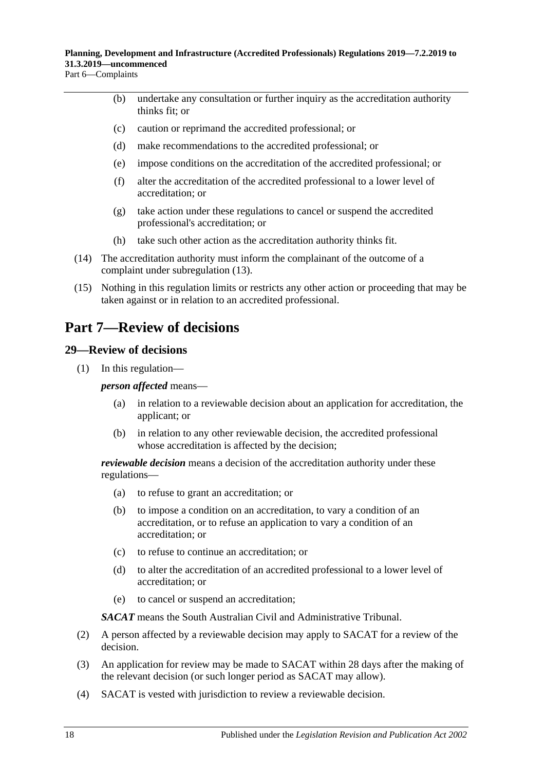(b) undertake any consultation or further inquiry as the accreditation authority thinks fit; or

(c) caution or reprimand the accredited professional; or

(d) make recommendations to the accredited professional; or

(e) impose conditions on the accreditation of the accredited professional; or

(f) alter the accreditation of the accredited professional to a lower level of accreditation; or

(g) take action under these regulations to cancel or suspend the accredited professional's accreditation; or

(h) take such other action as the accreditation authority thinks fit.

(14) The accreditation authority must inform the complainant of the outcome of a complaint under subregulation (13).

(15) Nothing in this regulation limits or restricts any other action or proceeding that may be taken against or in relation to an accredited professional.

# Part 7—Review of decisions

## 29—Review of decisions

(1) In this regulation—

***person affected*** means—

(a) in relation to a reviewable decision about an application for accreditation, the applicant; or

(b) in relation to any other reviewable decision, the accredited professional whose accreditation is affected by the decision;

***reviewable decision*** means a decision of the accreditation authority under these regulations—

(a) to refuse to grant an accreditation; or

(b) to impose a condition on an accreditation, to vary a condition of an accreditation, or to refuse an application to vary a condition of an accreditation; or

(c) to refuse to continue an accreditation; or

(d) to alter the accreditation of an accredited professional to a lower level of accreditation; or

(e) to cancel or suspend an accreditation;

***SACAT*** means the South Australian Civil and Administrative Tribunal.

(2) A person affected by a reviewable decision may apply to SACAT for a review of the decision.

(3) An application for review may be made to SACAT within 28 days after the making of the relevant decision (or such longer period as SACAT may allow).

(4) SACAT is vested with jurisdiction to review a reviewable decision.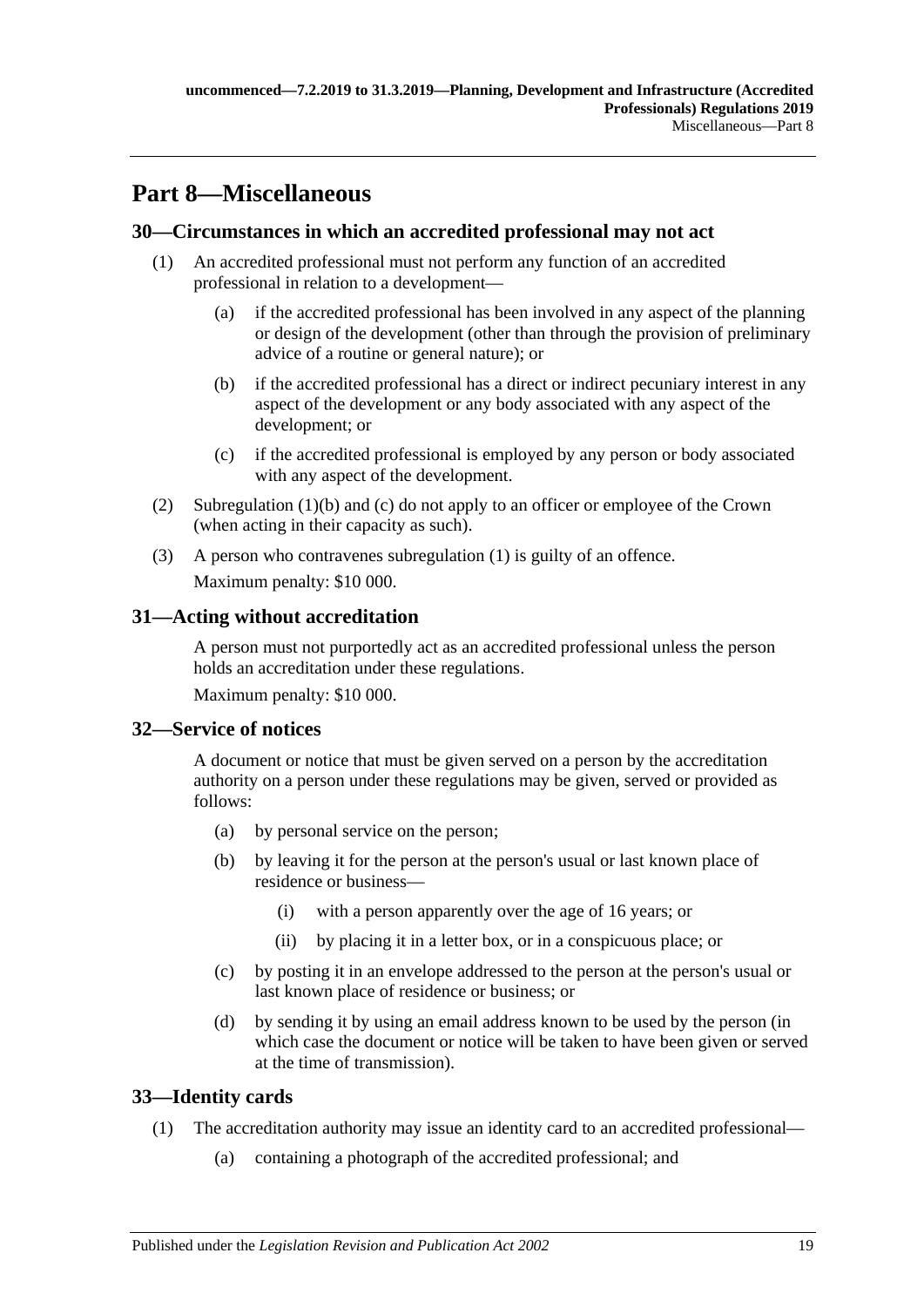# Part 8—Miscellaneous

## 30—Circumstances in which an accredited professional may not act

(1) An accredited professional must not perform any function of an accredited professional in relation to a development—

(a) if the accredited professional has been involved in any aspect of the planning or design of the development (other than through the provision of preliminary advice of a routine or general nature); or

(b) if the accredited professional has a direct or indirect pecuniary interest in any aspect of the development or any body associated with any aspect of the development; or

(c) if the accredited professional is employed by any person or body associated with any aspect of the development.

(2) Subregulation (1)(b) and (c) do not apply to an officer or employee of the Crown (when acting in their capacity as such).

(3) A person who contravenes subregulation (1) is guilty of an offence.

Maximum penalty: $10 000.

## 31—Acting without accreditation

A person must not purportedly act as an accredited professional unless the person holds an accreditation under these regulations.

Maximum penalty: $10 000.

## 32—Service of notices

A document or notice that must be given served on a person by the accreditation authority on a person under these regulations may be given, served or provided as follows:

(a) by personal service on the person;

(b) by leaving it for the person at the person's usual or last known place of residence or business—

(i) with a person apparently over the age of 16 years; or

(ii) by placing it in a letter box, or in a conspicuous place; or

(c) by posting it in an envelope addressed to the person at the person's usual or last known place of residence or business; or

(d) by sending it by using an email address known to be used by the person (in which case the document or notice will be taken to have been given or served at the time of transmission).

## 33—Identity cards

(1) The accreditation authority may issue an identity card to an accredited professional—

(a) containing a photograph of the accredited professional; and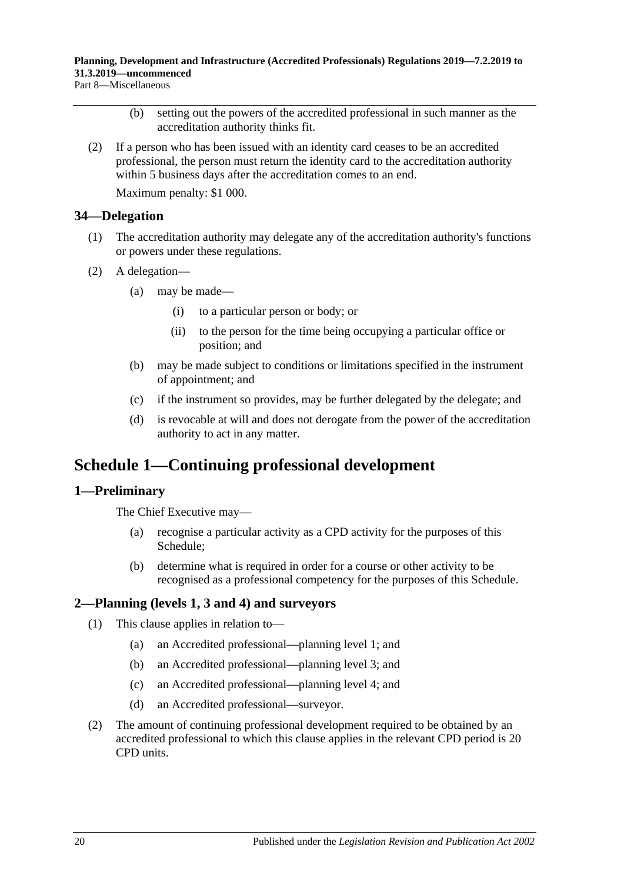(b) setting out the powers of the accredited professional in such manner as the accreditation authority thinks fit.

(2) If a person who has been issued with an identity card ceases to be an accredited professional, the person must return the identity card to the accreditation authority within 5 business days after the accreditation comes to an end.

Maximum penalty: $1 000.

### 34—Delegation

(1) The accreditation authority may delegate any of the accreditation authority's functions or powers under these regulations.

(2) A delegation—

(a) may be made—

(i) to a particular person or body; or

(ii) to the person for the time being occupying a particular office or position; and

(b) may be made subject to conditions or limitations specified in the instrument of appointment; and

(c) if the instrument so provides, may be further delegated by the delegate; and

(d) is revocable at will and does not derogate from the power of the accreditation authority to act in any matter.

## Schedule 1—Continuing professional development

### 1—Preliminary

The Chief Executive may—

(a) recognise a particular activity as a CPD activity for the purposes of this Schedule;

(b) determine what is required in order for a course or other activity to be recognised as a professional competency for the purposes of this Schedule.

### 2—Planning (levels 1, 3 and 4) and surveyors

(1) This clause applies in relation to—

(a) an Accredited professional—planning level 1; and

(b) an Accredited professional—planning level 3; and

(c) an Accredited professional—planning level 4; and

(d) an Accredited professional—surveyor.

(2) The amount of continuing professional development required to be obtained by an accredited professional to which this clause applies in the relevant CPD period is 20 CPD units.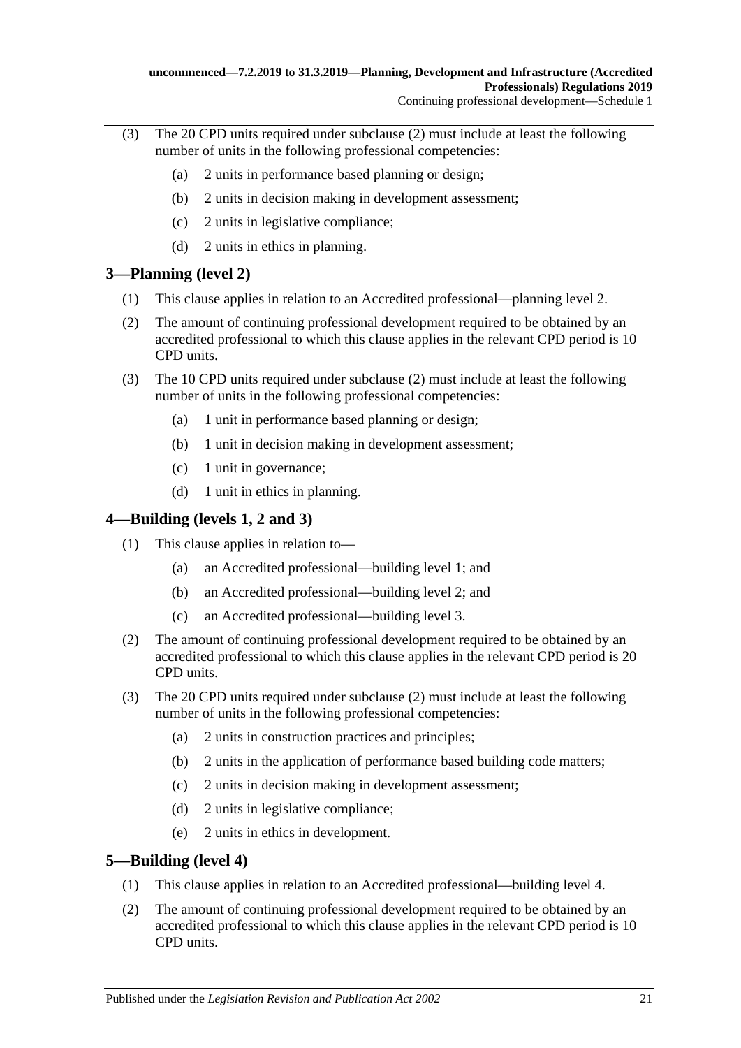(3) The 20 CPD units required under subclause (2) must include at least the following number of units in the following professional competencies:

(a) 2 units in performance based planning or design;

(b) 2 units in decision making in development assessment;

(c) 2 units in legislative compliance;

(d) 2 units in ethics in planning.

## 3—Planning (level 2)

(1) This clause applies in relation to an Accredited professional—planning level 2.

(2) The amount of continuing professional development required to be obtained by an accredited professional to which this clause applies in the relevant CPD period is 10 CPD units.

(3) The 10 CPD units required under subclause (2) must include at least the following number of units in the following professional competencies:

(a) 1 unit in performance based planning or design;

(b) 1 unit in decision making in development assessment;

(c) 1 unit in governance;

(d) 1 unit in ethics in planning.

## 4—Building (levels 1, 2 and 3)

(1) This clause applies in relation to—

(a) an Accredited professional—building level 1; and

(b) an Accredited professional—building level 2; and

(c) an Accredited professional—building level 3.

(2) The amount of continuing professional development required to be obtained by an accredited professional to which this clause applies in the relevant CPD period is 20 CPD units.

(3) The 20 CPD units required under subclause (2) must include at least the following number of units in the following professional competencies:

(a) 2 units in construction practices and principles;

(b) 2 units in the application of performance based building code matters;

(c) 2 units in decision making in development assessment;

(d) 2 units in legislative compliance;

(e) 2 units in ethics in development.

## 5—Building (level 4)

(1) This clause applies in relation to an Accredited professional—building level 4.

(2) The amount of continuing professional development required to be obtained by an accredited professional to which this clause applies in the relevant CPD period is 10 CPD units.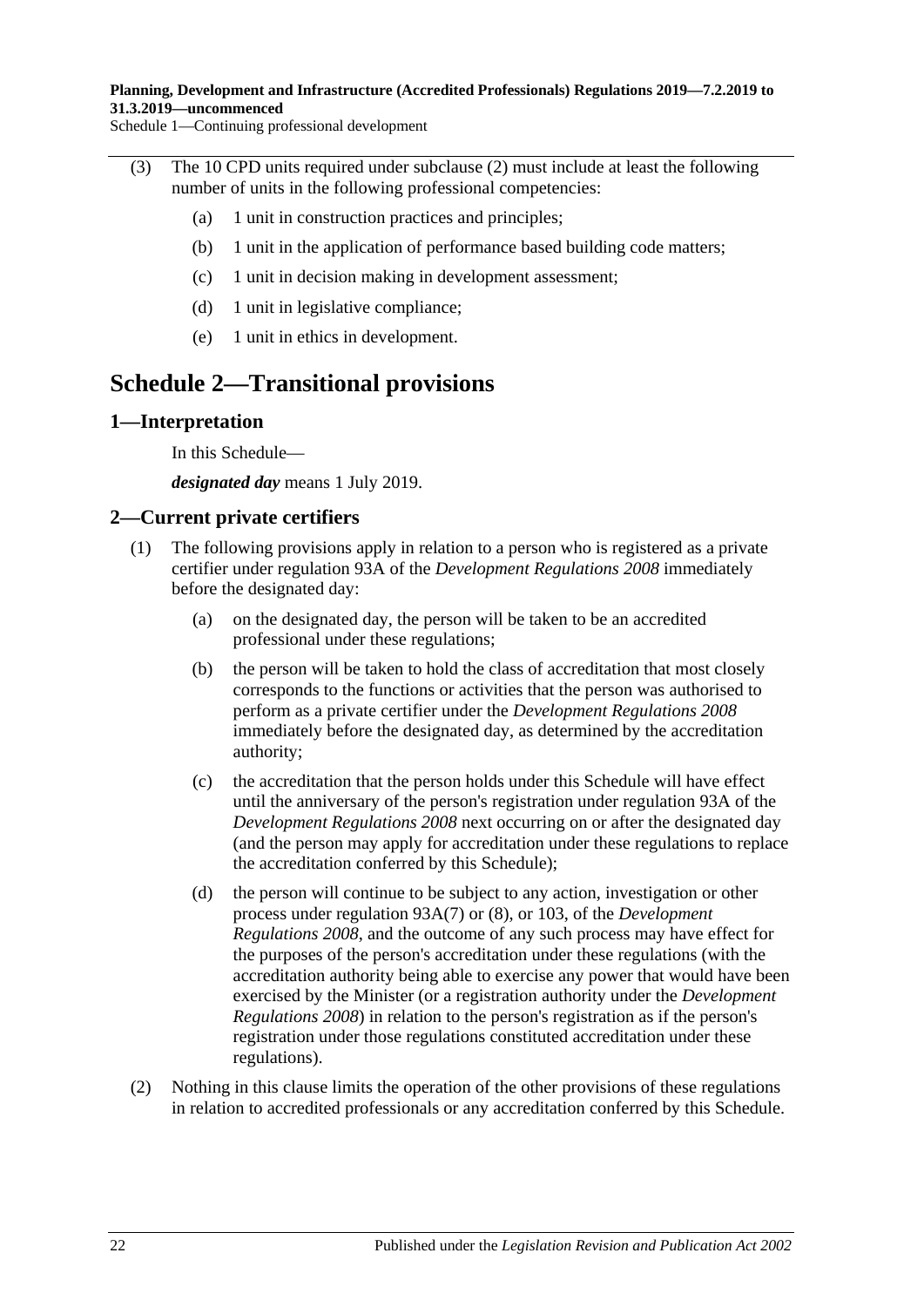(3) The 10 CPD units required under subclause (2) must include at least the following number of units in the following professional competencies:

(a) 1 unit in construction practices and principles;

(b) 1 unit in the application of performance based building code matters;

(c) 1 unit in decision making in development assessment;

(d) 1 unit in legislative compliance;

(e) 1 unit in ethics in development.

# Schedule 2—Transitional provisions

## 1—Interpretation

In this Schedule—

***designated day*** means 1 July 2019.

## 2—Current private certifiers

(1) The following provisions apply in relation to a person who is registered as a private certifier under regulation 93A of the *Development Regulations 2008* immediately before the designated day:

(a) on the designated day, the person will be taken to be an accredited professional under these regulations;

(b) the person will be taken to hold the class of accreditation that most closely corresponds to the functions or activities that the person was authorised to perform as a private certifier under the *Development Regulations 2008* immediately before the designated day, as determined by the accreditation authority;

(c) the accreditation that the person holds under this Schedule will have effect until the anniversary of the person's registration under regulation 93A of the *Development Regulations 2008* next occurring on or after the designated day (and the person may apply for accreditation under these regulations to replace the accreditation conferred by this Schedule);

(d) the person will continue to be subject to any action, investigation or other process under regulation 93A(7) or (8), or 103, of the *Development Regulations 2008*, and the outcome of any such process may have effect for the purposes of the person's accreditation under these regulations (with the accreditation authority being able to exercise any power that would have been exercised by the Minister (or a registration authority under the *Development Regulations 2008*) in relation to the person's registration as if the person's registration under those regulations constituted accreditation under these regulations).

(2) Nothing in this clause limits the operation of the other provisions of these regulations in relation to accredited professionals or any accreditation conferred by this Schedule.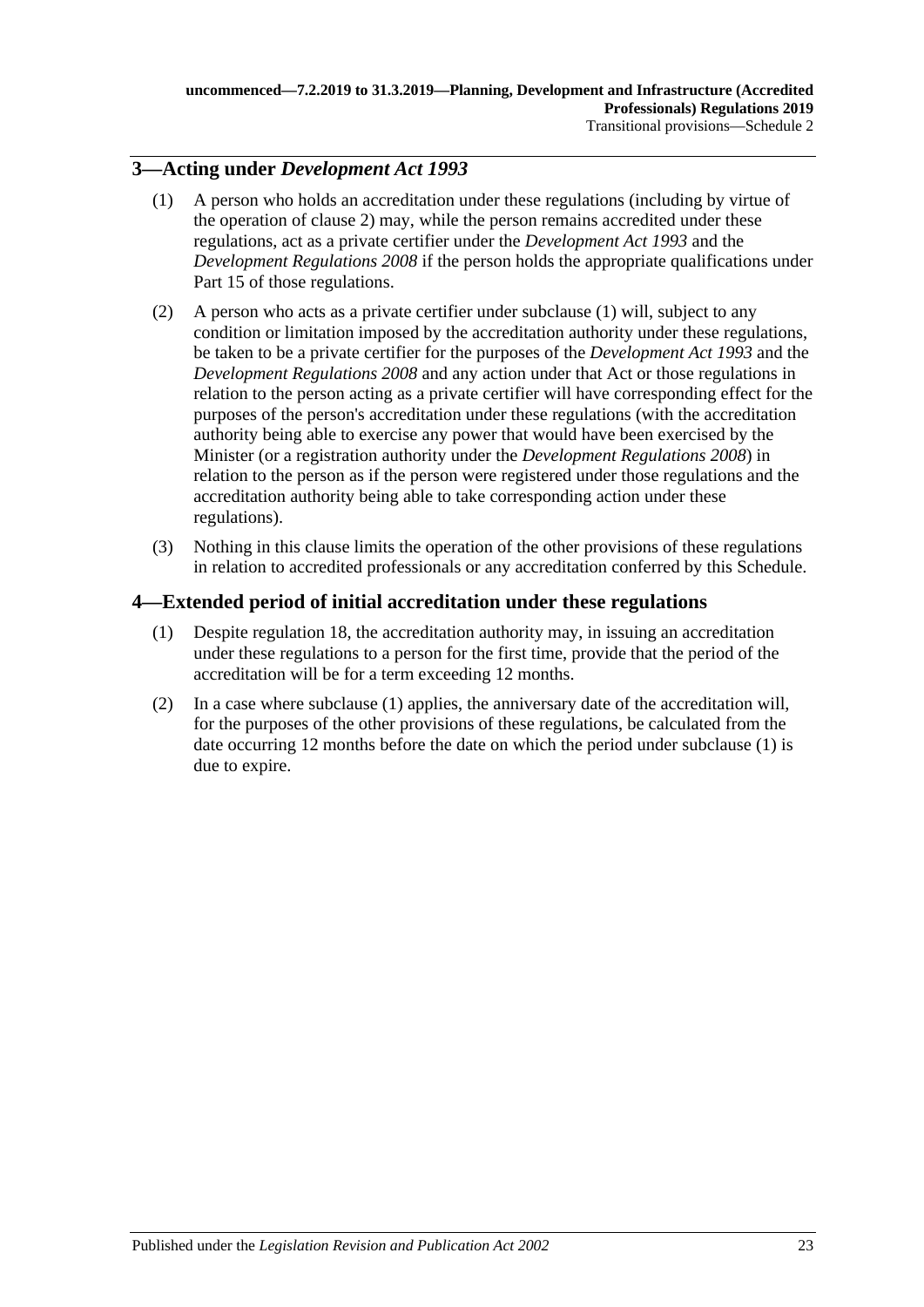## 3—Acting under *Development Act 1993*

(1) A person who holds an accreditation under these regulations (including by virtue of the operation of clause 2) may, while the person remains accredited under these regulations, act as a private certifier under the *Development Act 1993* and the *Development Regulations 2008* if the person holds the appropriate qualifications under Part 15 of those regulations.

(2) A person who acts as a private certifier under subclause (1) will, subject to any condition or limitation imposed by the accreditation authority under these regulations, be taken to be a private certifier for the purposes of the *Development Act 1993* and the *Development Regulations 2008* and any action under that Act or those regulations in relation to the person acting as a private certifier will have corresponding effect for the purposes of the person's accreditation under these regulations (with the accreditation authority being able to exercise any power that would have been exercised by the Minister (or a registration authority under the *Development Regulations 2008*) in relation to the person as if the person were registered under those regulations and the accreditation authority being able to take corresponding action under these regulations).

(3) Nothing in this clause limits the operation of the other provisions of these regulations in relation to accredited professionals or any accreditation conferred by this Schedule.

## 4—Extended period of initial accreditation under these regulations

(1) Despite regulation 18, the accreditation authority may, in issuing an accreditation under these regulations to a person for the first time, provide that the period of the accreditation will be for a term exceeding 12 months.

(2) In a case where subclause (1) applies, the anniversary date of the accreditation will, for the purposes of the other provisions of these regulations, be calculated from the date occurring 12 months before the date on which the period under subclause (1) is due to expire.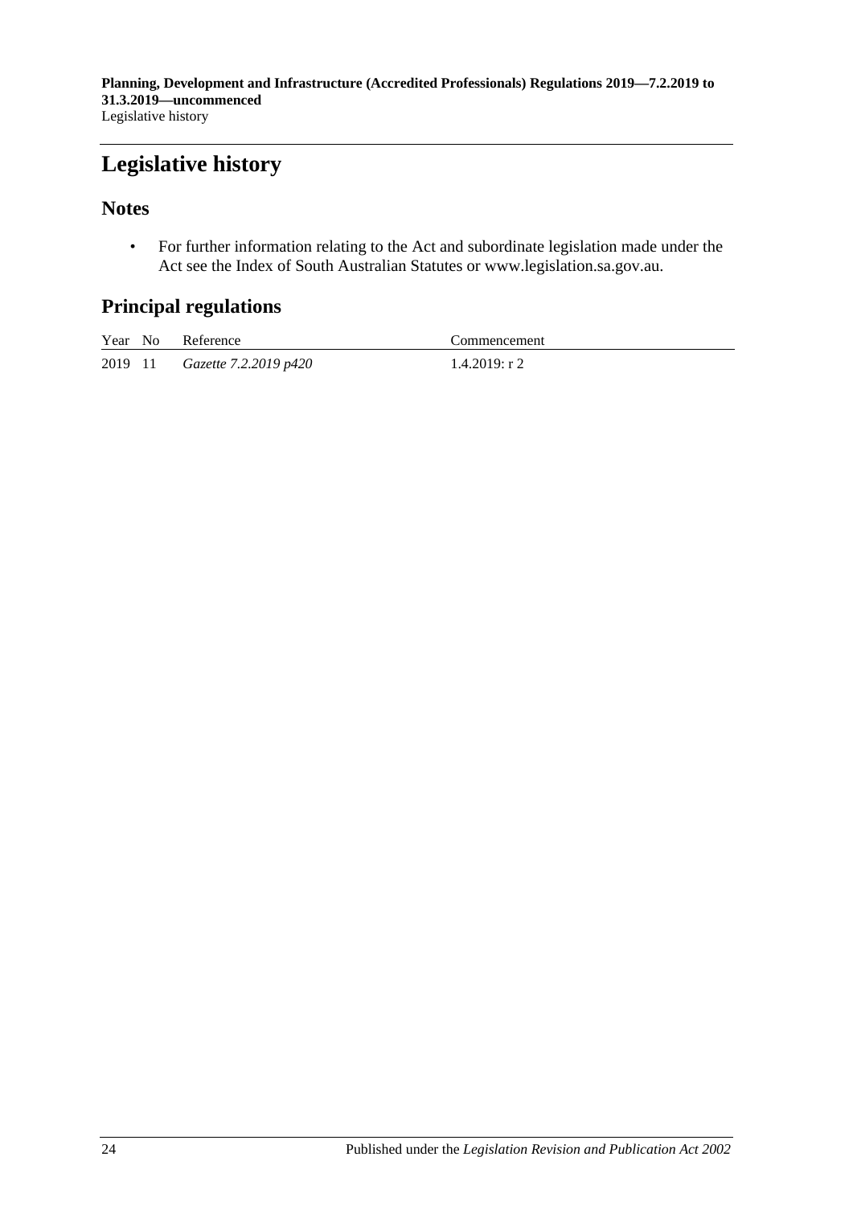# Legislative history

## Notes

- For further information relating to the Act and subordinate legislation made under the Act see the Index of South Australian Statutes or www.legislation.sa.gov.au.

## Principal regulations

| Year | No | Reference | Commencement |
|---|---|---|---|
| 2019 | 11 | *Gazette 7.2.2019 p420* | 1.4.2019: r 2 |